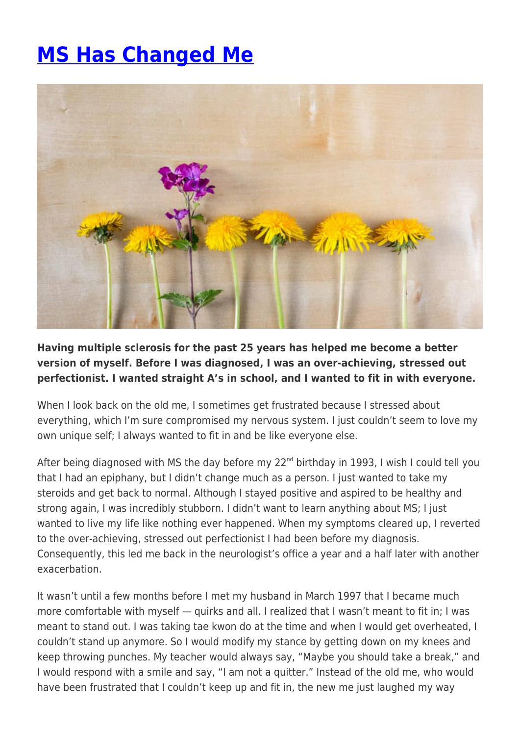# MS Has Changed Me

**Having multiple sclerosis for the past 25 years has helped me become a better version of myself. Before I was diagnosed, I was an over-achieving, stressed out perfectionist. I wanted straight A's in school, and I wanted to fit in with everyone.**

When I look back on the old me, I sometimes get frustrated because I stressed about everything, which I'm sure compromised my nervous system. I just couldn't seem to love my own unique self; I always wanted to fit in and be like everyone else.

After being diagnosed with MS the day before my 22nd birthday in 1993, I wish I could tell you that I had an epiphany, but I didn't change much as a person. I just wanted to take my steroids and get back to normal. Although I stayed positive and aspired to be healthy and strong again, I was incredibly stubborn. I didn't want to learn anything about MS; I just wanted to live my life like nothing ever happened. When my symptoms cleared up, I reverted to the over-achieving, stressed out perfectionist I had been before my diagnosis. Consequently, this led me back in the neurologist's office a year and a half later with another exacerbation.

It wasn't until a few months before I met my husband in March 1997 that I became much more comfortable with myself — quirks and all. I realized that I wasn't meant to fit in; I was meant to stand out. I was taking tae kwon do at the time and when I would get overheated, I couldn't stand up anymore. So I would modify my stance by getting down on my knees and keep throwing punches. My teacher would always say, "Maybe you should take a break," and I would respond with a smile and say, "I am not a quitter." Instead of the old me, who would have been frustrated that I couldn't keep up and fit in, the new me just laughed my way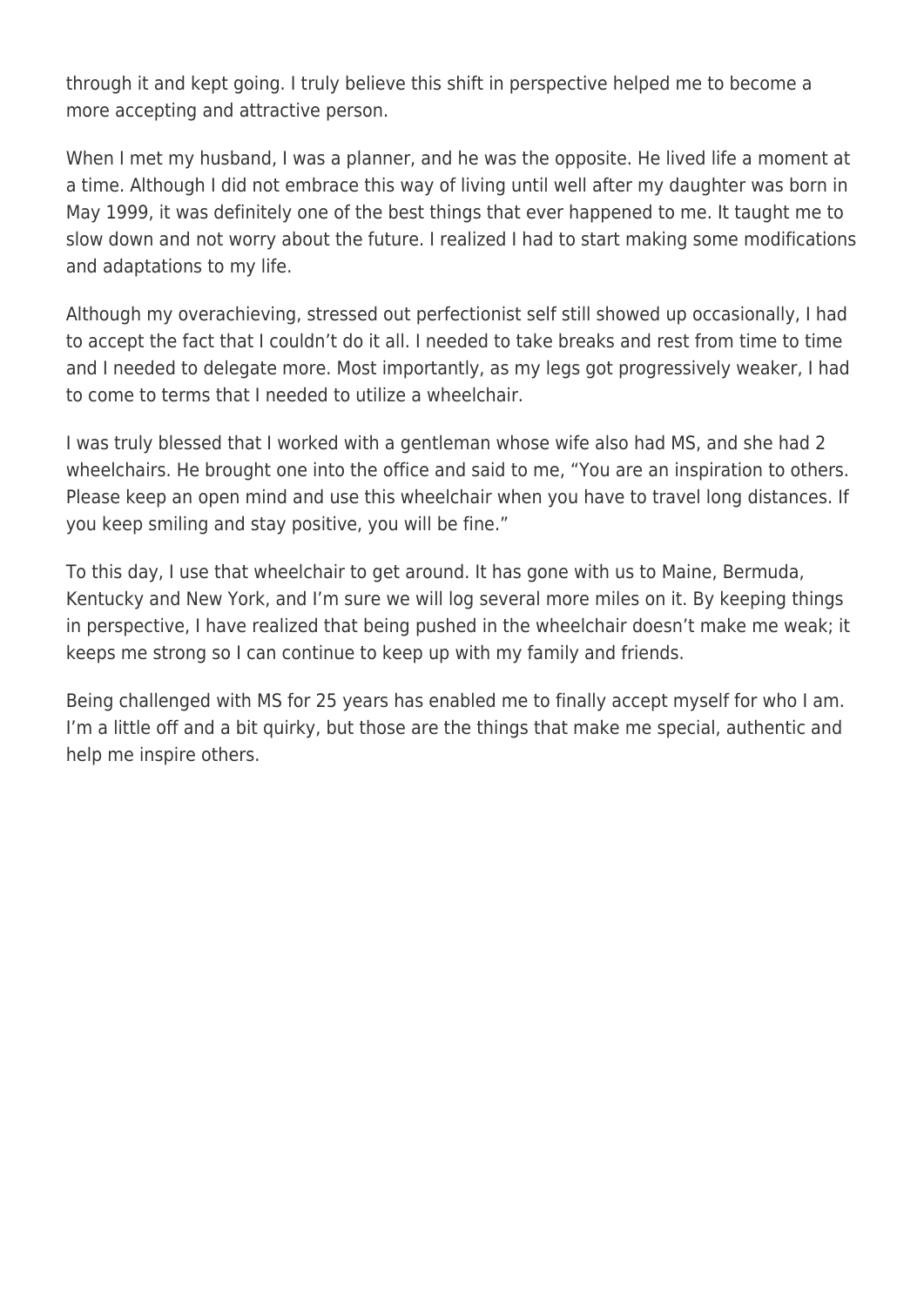through it and kept going. I truly believe this shift in perspective helped me to become a more accepting and attractive person.

When I met my husband, I was a planner, and he was the opposite. He lived life a moment at a time. Although I did not embrace this way of living until well after my daughter was born in May 1999, it was definitely one of the best things that ever happened to me. It taught me to slow down and not worry about the future. I realized I had to start making some modifications and adaptations to my life.

Although my overachieving, stressed out perfectionist self still showed up occasionally, I had to accept the fact that I couldn't do it all. I needed to take breaks and rest from time to time and I needed to delegate more. Most importantly, as my legs got progressively weaker, I had to come to terms that I needed to utilize a wheelchair.

I was truly blessed that I worked with a gentleman whose wife also had MS, and she had 2 wheelchairs. He brought one into the office and said to me, "You are an inspiration to others. Please keep an open mind and use this wheelchair when you have to travel long distances. If you keep smiling and stay positive, you will be fine."

To this day, I use that wheelchair to get around. It has gone with us to Maine, Bermuda, Kentucky and New York, and I'm sure we will log several more miles on it. By keeping things in perspective, I have realized that being pushed in the wheelchair doesn't make me weak; it keeps me strong so I can continue to keep up with my family and friends.

Being challenged with MS for 25 years has enabled me to finally accept myself for who I am. I'm a little off and a bit quirky, but those are the things that make me special, authentic and help me inspire others.